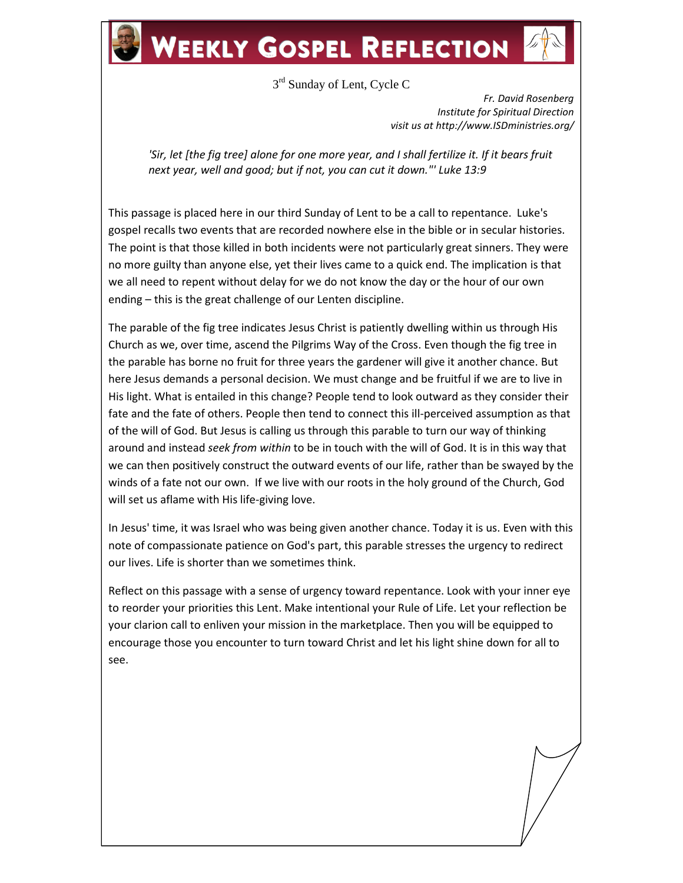# Weekly Gospel Reflection

3rd Sunday of Lent, Cycle C

*Fr. David Rosenberg*
*Institute for Spiritual Direction*
*visit us at http://www.ISDministries.org/*

*'Sir, let [the fig tree] alone for one more year, and I shall fertilize it. If it bears fruit next year, well and good; but if not, you can cut it down."' Luke 13:9*

This passage is placed here in our third Sunday of Lent to be a call to repentance. Luke's gospel recalls two events that are recorded nowhere else in the bible or in secular histories. The point is that those killed in both incidents were not particularly great sinners. They were no more guilty than anyone else, yet their lives came to a quick end. The implication is that we all need to repent without delay for we do not know the day or the hour of our own ending – this is the great challenge of our Lenten discipline.

The parable of the fig tree indicates Jesus Christ is patiently dwelling within us through His Church as we, over time, ascend the Pilgrims Way of the Cross. Even though the fig tree in the parable has borne no fruit for three years the gardener will give it another chance. But here Jesus demands a personal decision. We must change and be fruitful if we are to live in His light. What is entailed in this change? People tend to look outward as they consider their fate and the fate of others. People then tend to connect this ill-perceived assumption as that of the will of God. But Jesus is calling us through this parable to turn our way of thinking around and instead *seek from within* to be in touch with the will of God. It is in this way that we can then positively construct the outward events of our life, rather than be swayed by the winds of a fate not our own. If we live with our roots in the holy ground of the Church, God will set us aflame with His life-giving love.

In Jesus' time, it was Israel who was being given another chance. Today it is us. Even with this note of compassionate patience on God's part, this parable stresses the urgency to redirect our lives. Life is shorter than we sometimes think.

Reflect on this passage with a sense of urgency toward repentance. Look with your inner eye to reorder your priorities this Lent. Make intentional your Rule of Life. Let your reflection be your clarion call to enliven your mission in the marketplace. Then you will be equipped to encourage those you encounter to turn toward Christ and let his light shine down for all to see.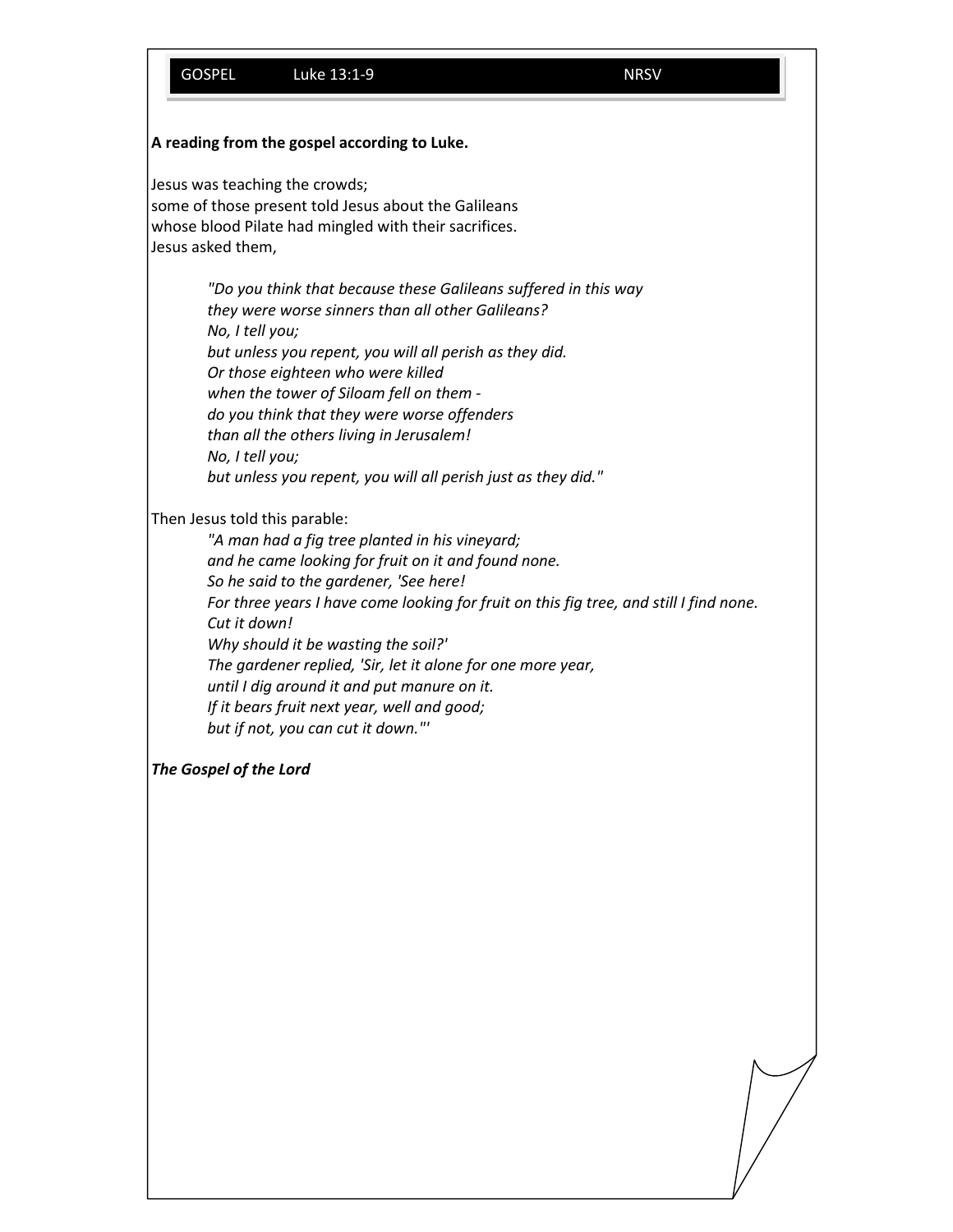GOSPEL Luke 13:1-9 NRSV

**A reading from the gospel according to Luke.**

Jesus was teaching the crowds;
some of those present told Jesus about the Galileans
whose blood Pilate had mingled with their sacrifices.
Jesus asked them,

> *"Do you think that because these Galileans suffered in this way*
> *they were worse sinners than all other Galileans?*
> *No, I tell you;*
> *but unless you repent, you will all perish as they did.*
> *Or those eighteen who were killed*
> *when the tower of Siloam fell on them -*
> *do you think that they were worse offenders*
> *than all the others living in Jerusalem!*
> *No, I tell you;*
> *but unless you repent, you will all perish just as they did."*

Then Jesus told this parable:

> *"A man had a fig tree planted in his vineyard;*
> *and he came looking for fruit on it and found none.*
> *So he said to the gardener, 'See here!*
> *For three years I have come looking for fruit on this fig tree, and still I find none.*
> *Cut it down!*
> *Why should it be wasting the soil?'*
> *The gardener replied, 'Sir, let it alone for one more year,*
> *until I dig around it and put manure on it.*
> *If it bears fruit next year, well and good;*
> *but if not, you can cut it down."'*

***The Gospel of the Lord***